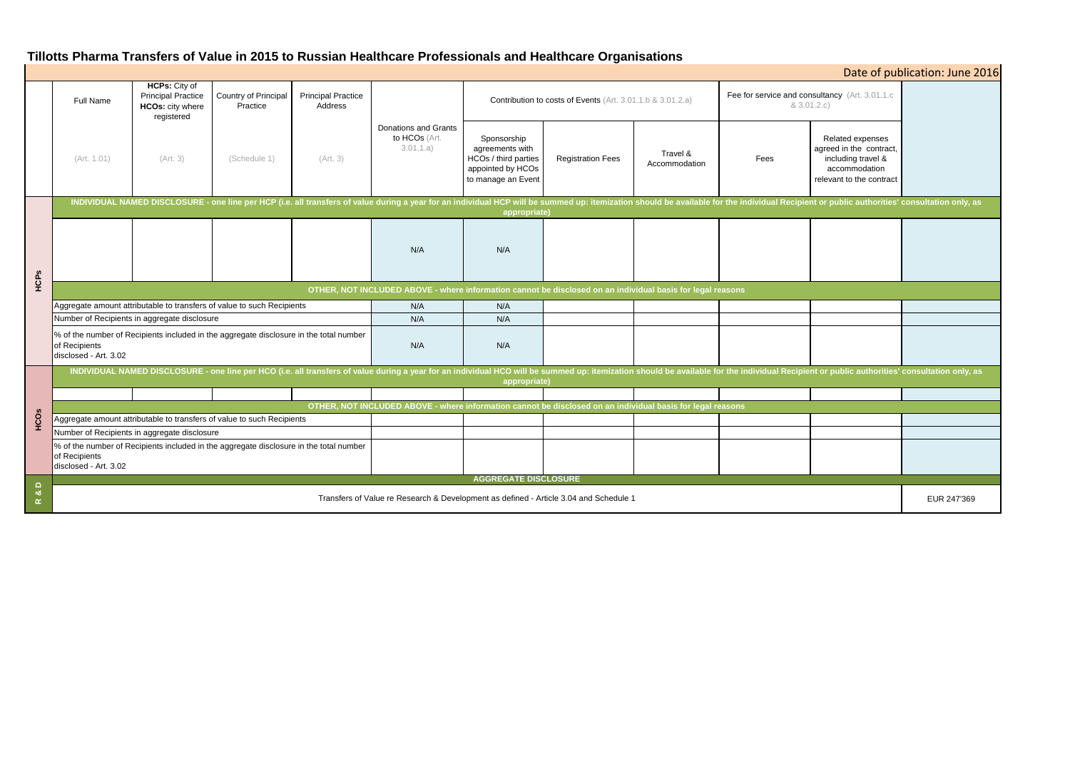# Tillotts Pharma Transfers of Value in 2015 to Russian Healthcare Professionals and Healthcare Organisations

Date of publication: June 2016

| | Full Name | HCPs: City of Principal Practice HCOs: city where registered | Country of Principal Practice | Principal Practice Address | Donations and Grants to HCOs (Art. 3.01.1.a) | Contribution to costs of Events (Art. 3.01.1.b & 3.01.2.a) | | | Fee for service and consultancy (Art. 3.01.1.c & 3.01.2.c) | | |
|---|---|---|---|---|---|---|---|---|---|---|---|
| | (Art. 1.01) | (Art. 3) | (Schedule 1) | (Art. 3) | | Sponsorship agreements with HCOs / third parties appointed by HCOs to manage an Event | Registration Fees | Travel & Accommodation | Fees | Related expenses agreed in the contract, including travel & accommodation relevant to the contract | |
| HCPs | INDIVIDUAL NAMED DISCLOSURE - one line per HCP (i.e. all transfers of value during a year for an individual HCP will be summed up: itemization should be available for the individual Recipient or public authorities' consultation only, as appropriate) | | | | | | | | | | |
| | | | | | N/A | N/A | | | | | |
| | OTHER, NOT INCLUDED ABOVE - where information cannot be disclosed on an individual basis for legal reasons | | | | | | | | | | |
| | Aggregate amount attributable to transfers of value to such Recipients | | | | N/A | N/A | | | | | |
| | Number of Recipients in aggregate disclosure | | | | N/A | N/A | | | | | |
| | % of the number of Recipients included in the aggregate disclosure in the total number of Recipients disclosed - Art. 3.02 | | | | N/A | N/A | | | | | |
| HCOs | INDIVIDUAL NAMED DISCLOSURE - one line per HCO (i.e. all transfers of value during a year for an individual HCO will be summed up: itemization should be available for the individual Recipient or public authorities' consultation only, as appropriate) | | | | | | | | | | |
| | | | | | | | | | | | |
| | OTHER, NOT INCLUDED ABOVE - where information cannot be disclosed on an individual basis for legal reasons | | | | | | | | | | |
| | Aggregate amount attributable to transfers of value to such Recipients | | | | | | | | | | |
| | Number of Recipients in aggregate disclosure | | | | | | | | | | |
| | % of the number of Recipients included in the aggregate disclosure in the total number of Recipients disclosed - Art. 3.02 | | | | | | | | | | |
| R & D | AGGREGATE DISCLOSURE | | | | | | | | | | |
| | Transfers of Value re Research & Development as defined - Article 3.04 and Schedule 1 | | | | | | | | | | EUR 247'369 |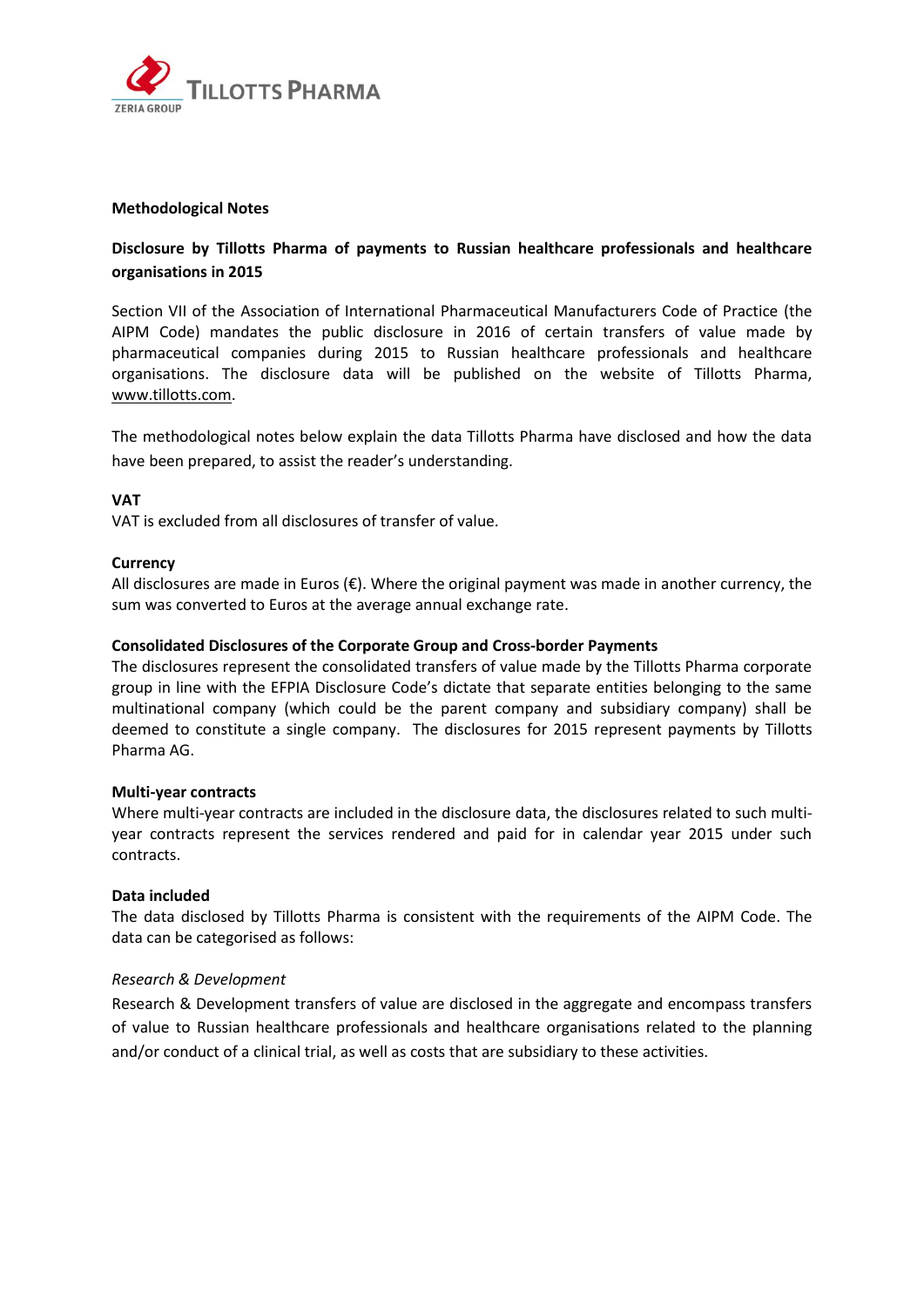**Methodological Notes**

**Disclosure by Tillotts Pharma of payments to Russian healthcare professionals and healthcare organisations in 2015**

Section VII of the Association of International Pharmaceutical Manufacturers Code of Practice (the AIPM Code) mandates the public disclosure in 2016 of certain transfers of value made by pharmaceutical companies during 2015 to Russian healthcare professionals and healthcare organisations. The disclosure data will be published on the website of Tillotts Pharma, www.tillotts.com.

The methodological notes below explain the data Tillotts Pharma have disclosed and how the data have been prepared, to assist the reader's understanding.

**VAT**

VAT is excluded from all disclosures of transfer of value.

**Currency**

All disclosures are made in Euros (€). Where the original payment was made in another currency, the sum was converted to Euros at the average annual exchange rate.

**Consolidated Disclosures of the Corporate Group and Cross-border Payments**

The disclosures represent the consolidated transfers of value made by the Tillotts Pharma corporate group in line with the EFPIA Disclosure Code's dictate that separate entities belonging to the same multinational company (which could be the parent company and subsidiary company) shall be deemed to constitute a single company. The disclosures for 2015 represent payments by Tillotts Pharma AG.

**Multi-year contracts**

Where multi-year contracts are included in the disclosure data, the disclosures related to such multi-year contracts represent the services rendered and paid for in calendar year 2015 under such contracts.

**Data included**

The data disclosed by Tillotts Pharma is consistent with the requirements of the AIPM Code. The data can be categorised as follows:

*Research & Development*

Research & Development transfers of value are disclosed in the aggregate and encompass transfers of value to Russian healthcare professionals and healthcare organisations related to the planning and/or conduct of a clinical trial, as well as costs that are subsidiary to these activities.